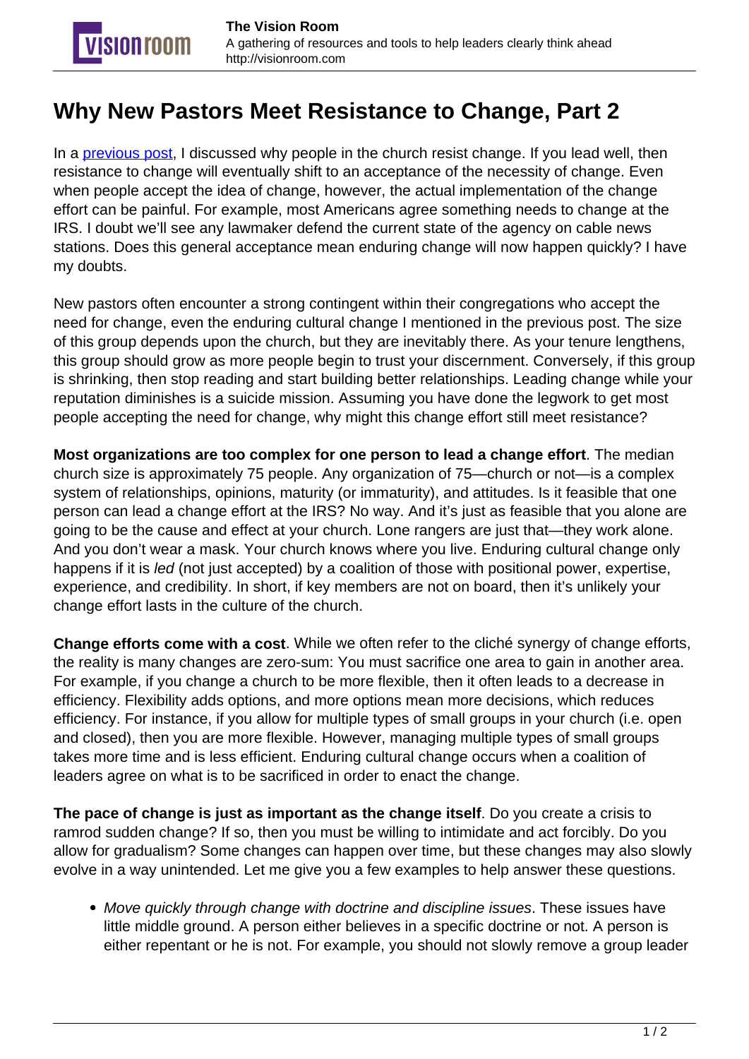# Why New Pastors Meet Resistance to Change, Part 2

In a previous post, I discussed why people in the church resist change. If you lead well, then resistance to change will eventually shift to an acceptance of the necessity of change. Even when people accept the idea of change, however, the actual implementation of the change effort can be painful. For example, most Americans agree something needs to change at the IRS. I doubt we'll see any lawmaker defend the current state of the agency on cable news stations. Does this general acceptance mean enduring change will now happen quickly? I have my doubts.

New pastors often encounter a strong contingent within their congregations who accept the need for change, even the enduring cultural change I mentioned in the previous post. The size of this group depends upon the church, but they are inevitably there. As your tenure lengthens, this group should grow as more people begin to trust your discernment. Conversely, if this group is shrinking, then stop reading and start building better relationships. Leading change while your reputation diminishes is a suicide mission. Assuming you have done the legwork to get most people accepting the need for change, why might this change effort still meet resistance?

**Most organizations are too complex for one person to lead a change effort**. The median church size is approximately 75 people. Any organization of 75—church or not—is a complex system of relationships, opinions, maturity (or immaturity), and attitudes. Is it feasible that one person can lead a change effort at the IRS? No way. And it's just as feasible that you alone are going to be the cause and effect at your church. Lone rangers are just that—they work alone. And you don't wear a mask. Your church knows where you live. Enduring cultural change only happens if it is *led* (not just accepted) by a coalition of those with positional power, expertise, experience, and credibility. In short, if key members are not on board, then it's unlikely your change effort lasts in the culture of the church.

**Change efforts come with a cost**. While we often refer to the cliché synergy of change efforts, the reality is many changes are zero-sum: You must sacrifice one area to gain in another area. For example, if you change a church to be more flexible, then it often leads to a decrease in efficiency. Flexibility adds options, and more options mean more decisions, which reduces efficiency. For instance, if you allow for multiple types of small groups in your church (i.e. open and closed), then you are more flexible. However, managing multiple types of small groups takes more time and is less efficient. Enduring cultural change occurs when a coalition of leaders agree on what is to be sacrificed in order to enact the change.

**The pace of change is just as important as the change itself**. Do you create a crisis to ramrod sudden change? If so, then you must be willing to intimidate and act forcibly. Do you allow for gradualism? Some changes can happen over time, but these changes may also slowly evolve in a way unintended. Let me give you a few examples to help answer these questions.

- *Move quickly through change with doctrine and discipline issues*. These issues have little middle ground. A person either believes in a specific doctrine or not. A person is either repentant or he is not. For example, you should not slowly remove a group leader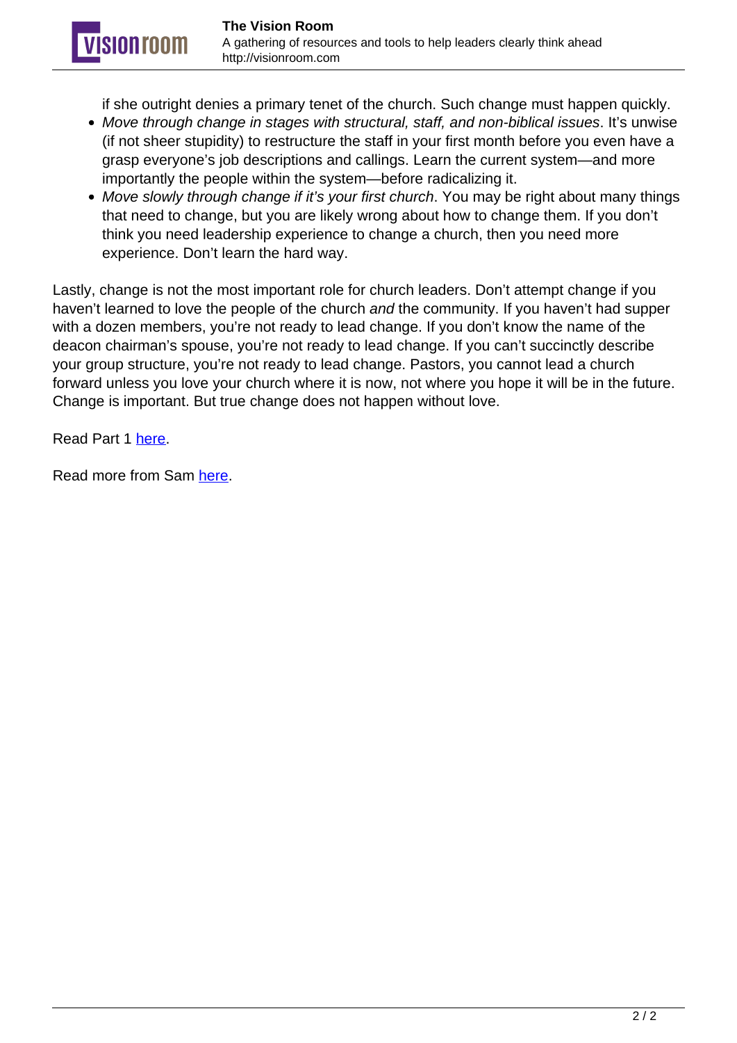if she outright denies a primary tenet of the church. Such change must happen quickly.

- *Move through change in stages with structural, staff, and non-biblical issues*. It's unwise (if not sheer stupidity) to restructure the staff in your first month before you even have a grasp everyone's job descriptions and callings. Learn the current system—and more importantly the people within the system—before radicalizing it.
- *Move slowly through change if it's your first church*. You may be right about many things that need to change, but you are likely wrong about how to change them. If you don't think you need leadership experience to change a church, then you need more experience. Don't learn the hard way.

Lastly, change is not the most important role for church leaders. Don't attempt change if you haven't learned to love the people of the church *and* the community. If you haven't had supper with a dozen members, you're not ready to lead change. If you don't know the name of the deacon chairman's spouse, you're not ready to lead change. If you can't succinctly describe your group structure, you're not ready to lead change. Pastors, you cannot lead a church forward unless you love your church where it is now, not where you hope it will be in the future. Change is important. But true change does not happen without love.

Read Part 1 here.

Read more from Sam here.